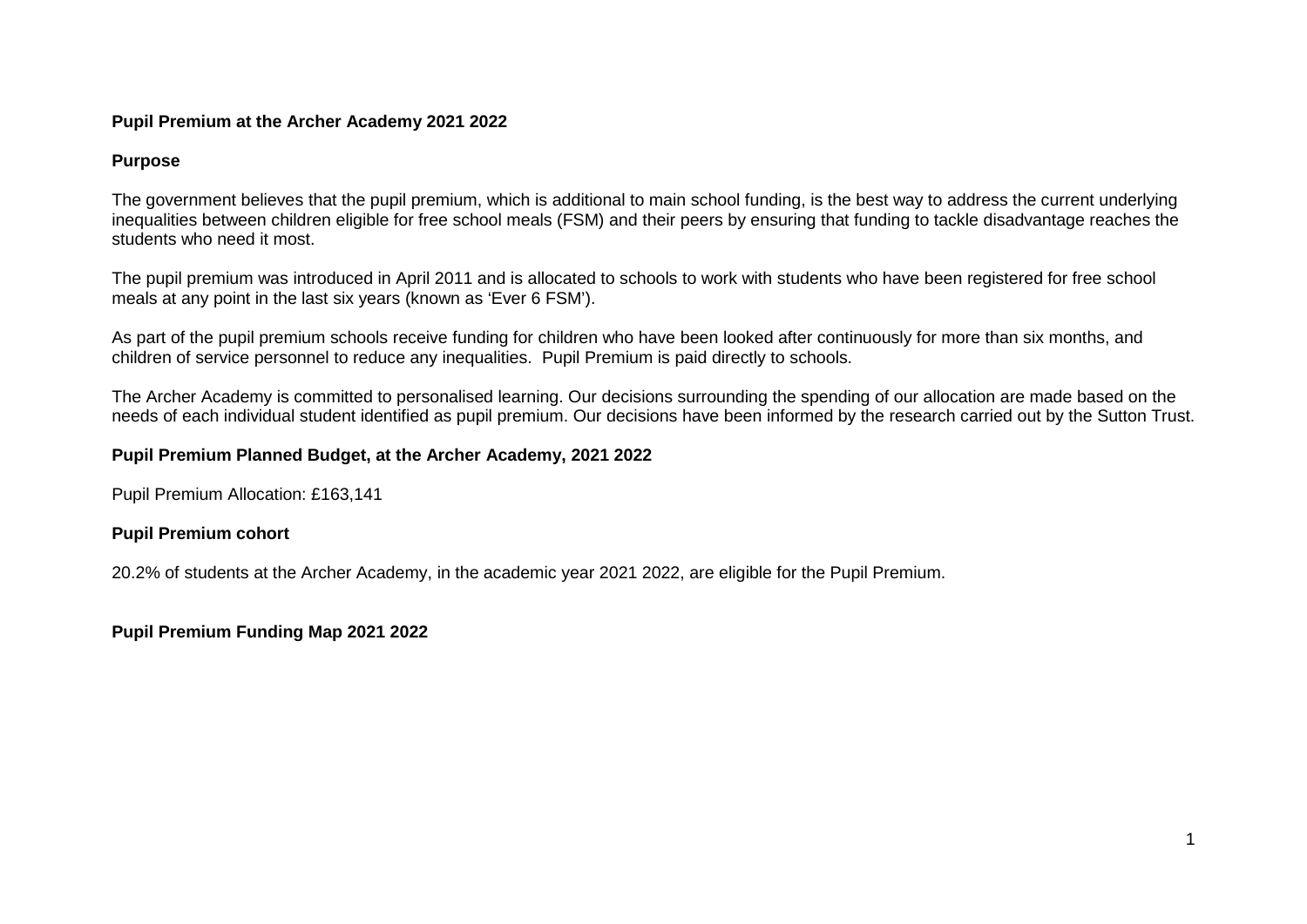**Pupil Premium at the Archer Academy 2021 2022**

**Purpose**

The government believes that the pupil premium, which is additional to main school funding, is the best way to address the current underlying inequalities between children eligible for free school meals (FSM) and their peers by ensuring that funding to tackle disadvantage reaches the students who need it most.

The pupil premium was introduced in April 2011 and is allocated to schools to work with students who have been registered for free school meals at any point in the last six years (known as 'Ever 6 FSM').

As part of the pupil premium schools receive funding for children who have been looked after continuously for more than six months, and children of service personnel to reduce any inequalities. Pupil Premium is paid directly to schools.

The Archer Academy is committed to personalised learning. Our decisions surrounding the spending of our allocation are made based on the needs of each individual student identified as pupil premium. Our decisions have been informed by the research carried out by the Sutton Trust.

**Pupil Premium Planned Budget, at the Archer Academy, 2021 2022**

Pupil Premium Allocation: £163,141

**Pupil Premium cohort**

20.2% of students at the Archer Academy, in the academic year 2021 2022, are eligible for the Pupil Premium.

**Pupil Premium Funding Map 2021 2022**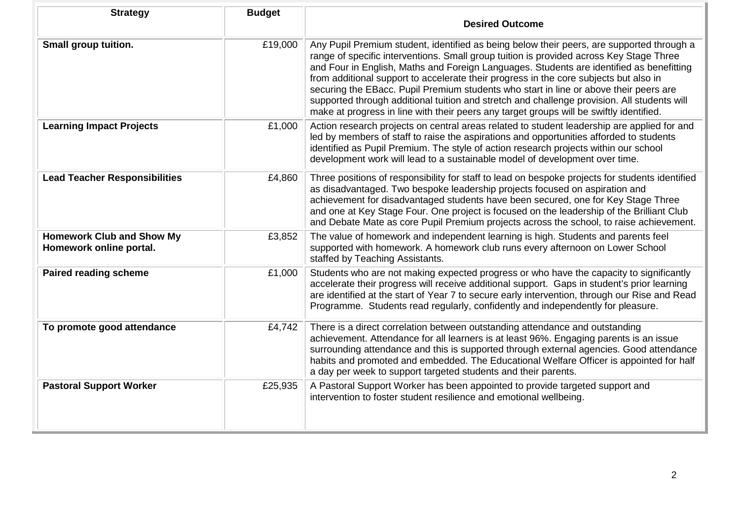| Strategy | Budget | Desired Outcome |
|---|---|---|
| **Small group tuition.** | £19,000 | Any Pupil Premium student, identified as being below their peers, are supported through a range of specific interventions. Small group tuition is provided across Key Stage Three and Four in English, Maths and Foreign Languages. Students are identified as benefitting from additional support to accelerate their progress in the core subjects but also in securing the EBacc. Pupil Premium students who start in line or above their peers are supported through additional tuition and stretch and challenge provision. All students will make at progress in line with their peers any target groups will be swiftly identified. |
| **Learning Impact Projects** | £1,000 | Action research projects on central areas related to student leadership are applied for and led by members of staff to raise the aspirations and opportunities afforded to students identified as Pupil Premium. The style of action research projects within our school development work will lead to a sustainable model of development over time. |
| **Lead Teacher Responsibilities** | £4,860 | Three positions of responsibility for staff to lead on bespoke projects for students identified as disadvantaged. Two bespoke leadership projects focused on aspiration and achievement for disadvantaged students have been secured, one for Key Stage Three and one at Key Stage Four. One project is focused on the leadership of the Brilliant Club and Debate Mate as core Pupil Premium projects across the school, to raise achievement. |
| **Homework Club and Show My Homework online portal.** | £3,852 | The value of homework and independent learning is high. Students and parents feel supported with homework. A homework club runs every afternoon on Lower School staffed by Teaching Assistants. |
| **Paired reading scheme** | £1,000 | Students who are not making expected progress or who have the capacity to significantly accelerate their progress will receive additional support. Gaps in student's prior learning are identified at the start of Year 7 to secure early intervention, through our Rise and Read Programme. Students read regularly, confidently and independently for pleasure. |
| **To promote good attendance** | £4,742 | There is a direct correlation between outstanding attendance and outstanding achievement. Attendance for all learners is at least 96%. Engaging parents is an issue surrounding attendance and this is supported through external agencies. Good attendance habits and promoted and embedded. The Educational Welfare Officer is appointed for half a day per week to support targeted students and their parents. |
| **Pastoral Support Worker** | £25,935 | A Pastoral Support Worker has been appointed to provide targeted support and intervention to foster student resilience and emotional wellbeing. |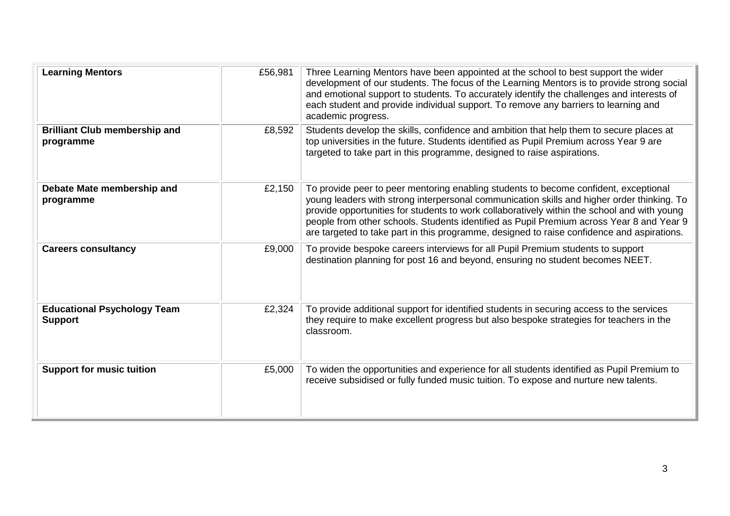| | | |
|---|---|---|
| **Learning Mentors** | £56,981 | Three Learning Mentors have been appointed at the school to best support the wider development of our students. The focus of the Learning Mentors is to provide strong social and emotional support to students. To accurately identify the challenges and interests of each student and provide individual support. To remove any barriers to learning and academic progress. |
| **Brilliant Club membership and programme** | £8,592 | Students develop the skills, confidence and ambition that help them to secure places at top universities in the future. Students identified as Pupil Premium across Year 9 are targeted to take part in this programme, designed to raise aspirations. |
| **Debate Mate membership and programme** | £2,150 | To provide peer to peer mentoring enabling students to become confident, exceptional young leaders with strong interpersonal communication skills and higher order thinking. To provide opportunities for students to work collaboratively within the school and with young people from other schools. Students identified as Pupil Premium across Year 8 and Year 9 are targeted to take part in this programme, designed to raise confidence and aspirations. |
| **Careers consultancy** | £9,000 | To provide bespoke careers interviews for all Pupil Premium students to support destination planning for post 16 and beyond, ensuring no student becomes NEET. |
| **Educational Psychology Team Support** | £2,324 | To provide additional support for identified students in securing access to the services they require to make excellent progress but also bespoke strategies for teachers in the classroom. |
| **Support for music tuition** | £5,000 | To widen the opportunities and experience for all students identified as Pupil Premium to receive subsidised or fully funded music tuition. To expose and nurture new talents. |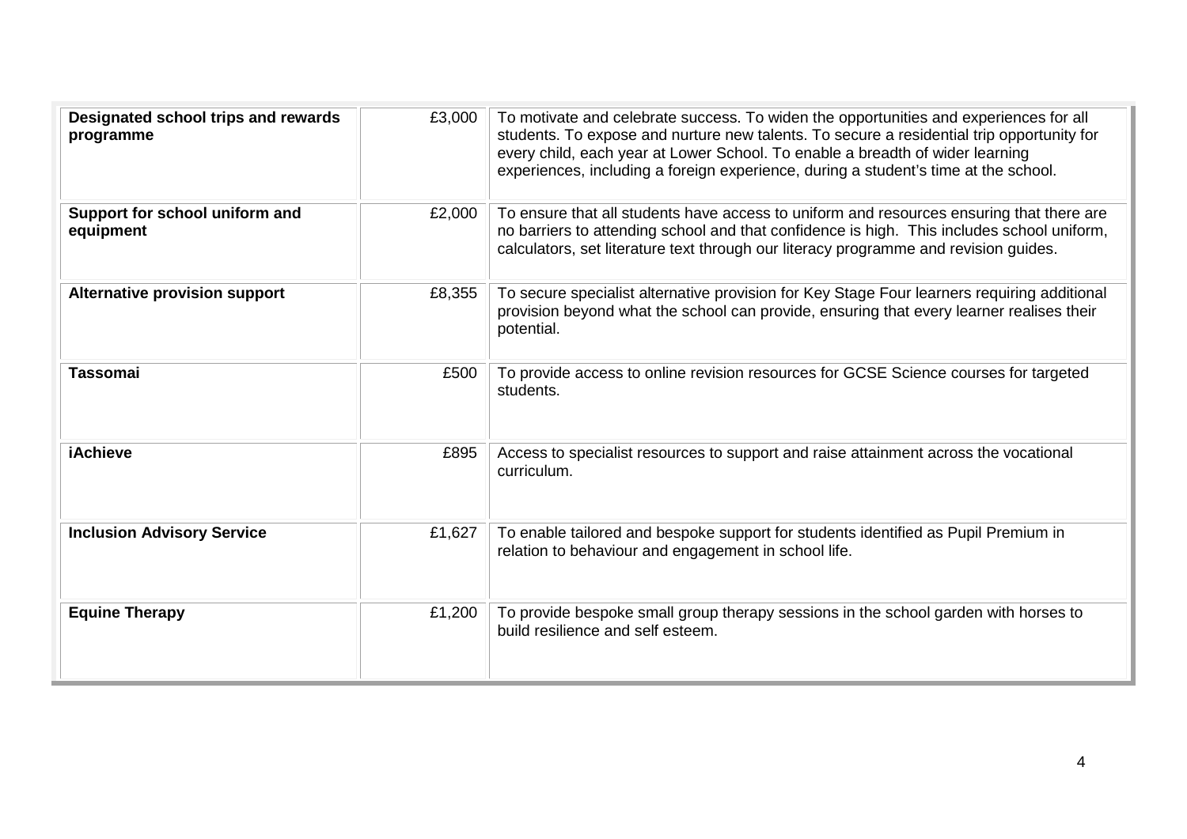| | | |
|---|---|---|
| **Designated school trips and rewards programme** | £3,000 | To motivate and celebrate success. To widen the opportunities and experiences for all students. To expose and nurture new talents. To secure a residential trip opportunity for every child, each year at Lower School. To enable a breadth of wider learning experiences, including a foreign experience, during a student's time at the school. |
| **Support for school uniform and equipment** | £2,000 | To ensure that all students have access to uniform and resources ensuring that there are no barriers to attending school and that confidence is high. This includes school uniform, calculators, set literature text through our literacy programme and revision guides. |
| **Alternative provision support** | £8,355 | To secure specialist alternative provision for Key Stage Four learners requiring additional provision beyond what the school can provide, ensuring that every learner realises their potential. |
| **Tassomai** | £500 | To provide access to online revision resources for GCSE Science courses for targeted students. |
| **iAchieve** | £895 | Access to specialist resources to support and raise attainment across the vocational curriculum. |
| **Inclusion Advisory Service** | £1,627 | To enable tailored and bespoke support for students identified as Pupil Premium in relation to behaviour and engagement in school life. |
| **Equine Therapy** | £1,200 | To provide bespoke small group therapy sessions in the school garden with horses to build resilience and self esteem. |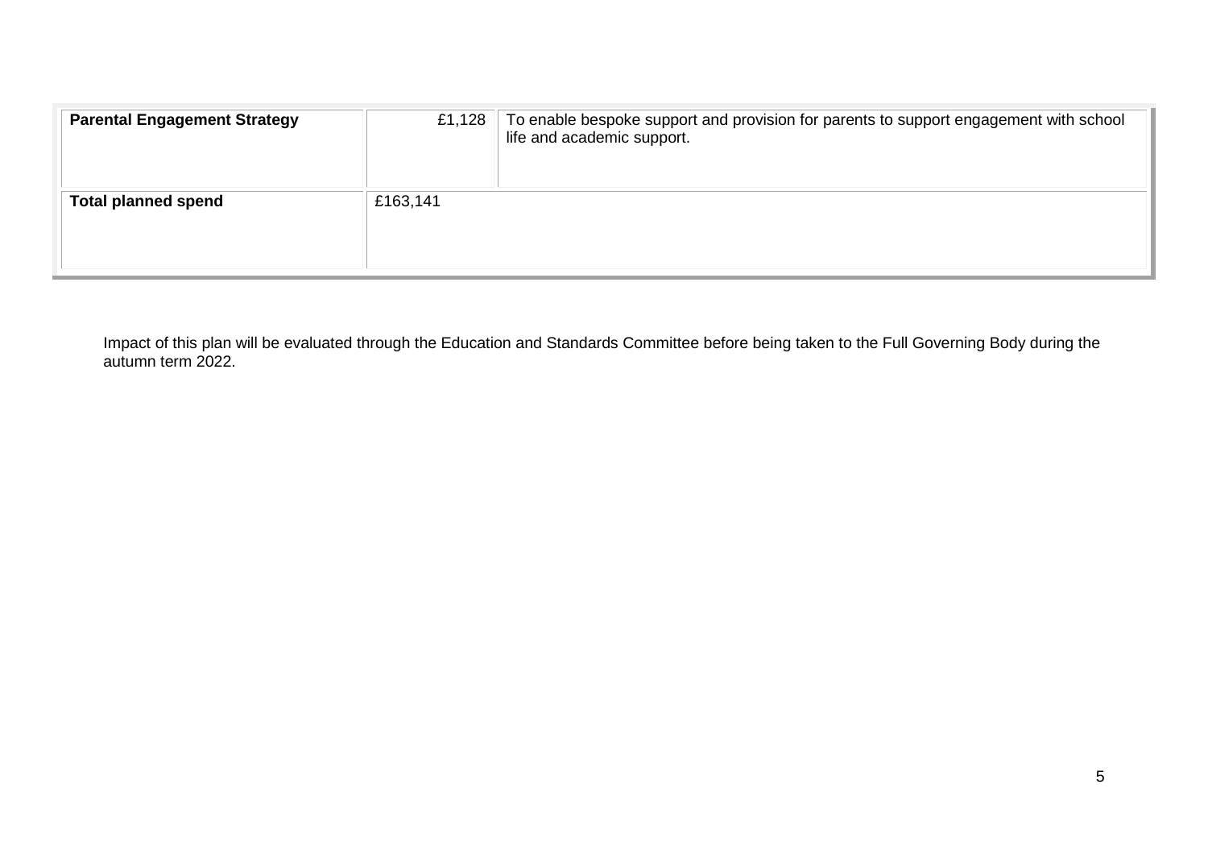| | | |
|---|---|---|
| **Parental Engagement Strategy** | £1,128 | To enable bespoke support and provision for parents to support engagement with school life and academic support. |
| **Total planned spend** | £163,141 | |

Impact of this plan will be evaluated through the Education and Standards Committee before being taken to the Full Governing Body during the autumn term 2022.